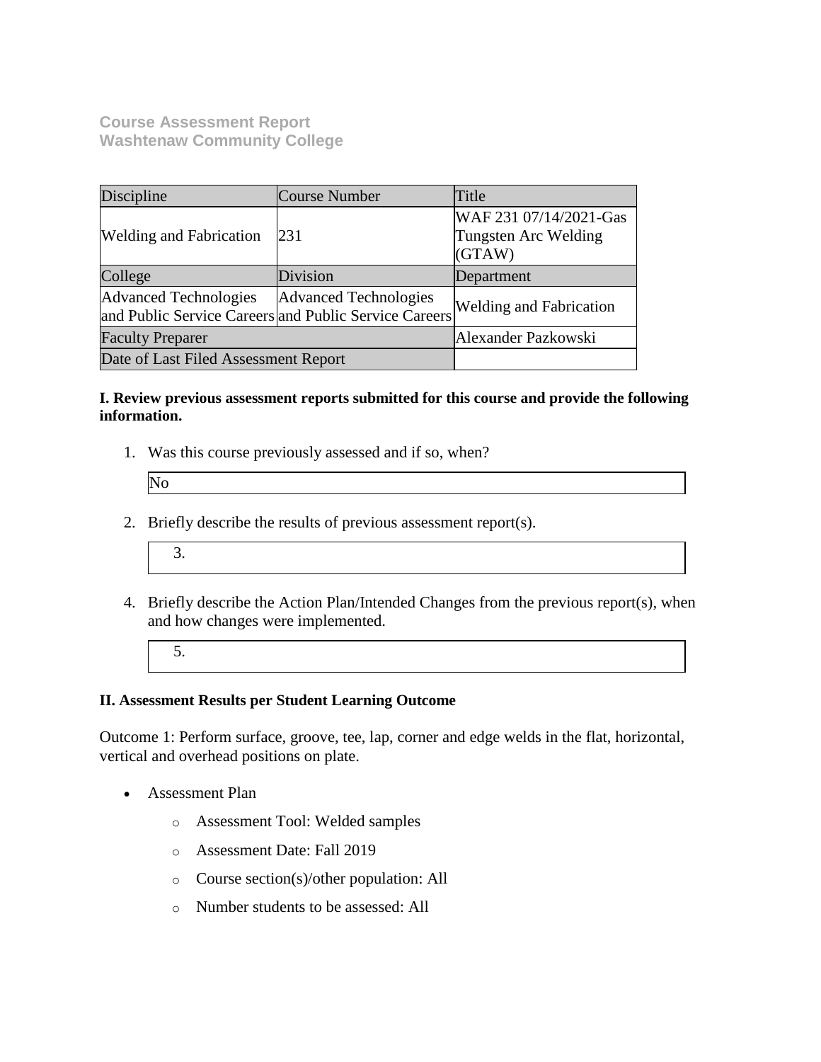**Course Assessment Report**
**Washtenaw Community College**

| Discipline | Course Number | Title |
|---|---|---|
| Welding and Fabrication | 231 | WAF 231 07/14/2021-Gas Tungsten Arc Welding (GTAW) |
| College | Division | Department |
| Advanced Technologies and Public Service Careers | Advanced Technologies and Public Service Careers | Welding and Fabrication |
| Faculty Preparer | | Alexander Pazkowski |
| Date of Last Filed Assessment Report | | |

**I. Review previous assessment reports submitted for this course and provide the following information.**

1. Was this course previously assessed and if so, when?

   No

2. Briefly describe the results of previous assessment report(s).

   3.

4. Briefly describe the Action Plan/Intended Changes from the previous report(s), when and how changes were implemented.

   5.

**II. Assessment Results per Student Learning Outcome**

Outcome 1: Perform surface, groove, tee, lap, corner and edge welds in the flat, horizontal, vertical and overhead positions on plate.

- Assessment Plan
  - Assessment Tool: Welded samples
  - Assessment Date: Fall 2019
  - Course section(s)/other population: All
  - Number students to be assessed: All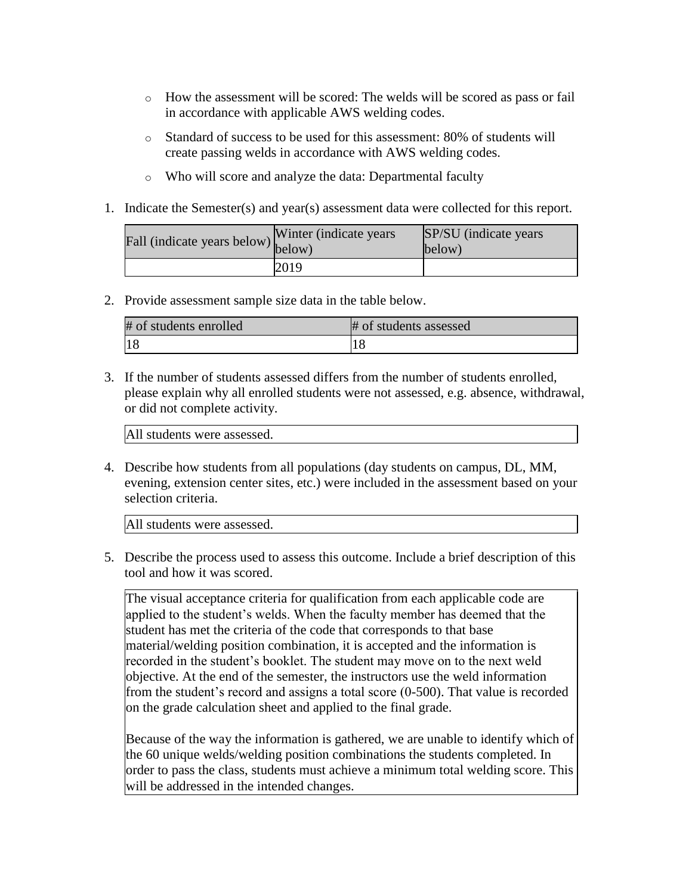- How the assessment will be scored: The welds will be scored as pass or fail in accordance with applicable AWS welding codes.
- Standard of success to be used for this assessment: 80% of students will create passing welds in accordance with AWS welding codes.
- Who will score and analyze the data: Departmental faculty

1. Indicate the Semester(s) and year(s) assessment data were collected for this report.

| Fall (indicate years below) | Winter (indicate years below) | SP/SU (indicate years below) |
|---|---|---|
| | 2019 | |

2. Provide assessment sample size data in the table below.

| # of students enrolled | # of students assessed |
|---|---|
| 18 | 18 |

3. If the number of students assessed differs from the number of students enrolled, please explain why all enrolled students were not assessed, e.g. absence, withdrawal, or did not complete activity.

| |
|---|
| All students were assessed. |

4. Describe how students from all populations (day students on campus, DL, MM, evening, extension center sites, etc.) were included in the assessment based on your selection criteria.

| |
|---|
| All students were assessed. |

5. Describe the process used to assess this outcome. Include a brief description of this tool and how it was scored.

The visual acceptance criteria for qualification from each applicable code are applied to the student's welds. When the faculty member has deemed that the student has met the criteria of the code that corresponds to that base material/welding position combination, it is accepted and the information is recorded in the student's booklet. The student may move on to the next weld objective. At the end of the semester, the instructors use the weld information from the student's record and assigns a total score (0-500). That value is recorded on the grade calculation sheet and applied to the final grade.

Because of the way the information is gathered, we are unable to identify which of the 60 unique welds/welding position combinations the students completed. In order to pass the class, students must achieve a minimum total welding score. This will be addressed in the intended changes.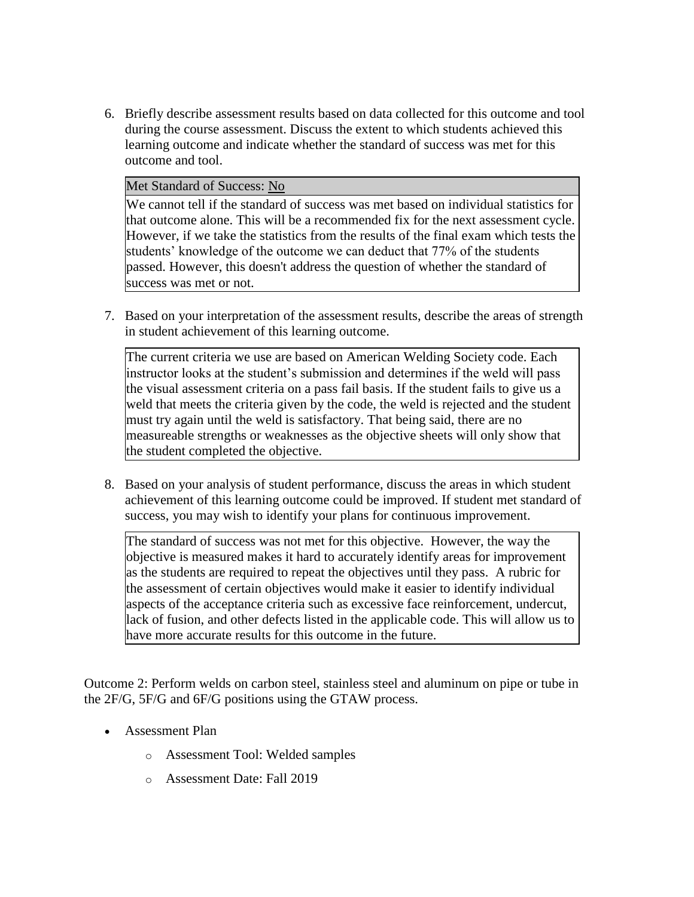6. Briefly describe assessment results based on data collected for this outcome and tool during the course assessment. Discuss the extent to which students achieved this learning outcome and indicate whether the standard of success was met for this outcome and tool.

| Met Standard of Success: No |
| --- |
| We cannot tell if the standard of success was met based on individual statistics for that outcome alone. This will be a recommended fix for the next assessment cycle. However, if we take the statistics from the results of the final exam which tests the students' knowledge of the outcome we can deduct that 77% of the students passed. However, this doesn't address the question of whether the standard of success was met or not. |

7. Based on your interpretation of the assessment results, describe the areas of strength in student achievement of this learning outcome.

| |
| --- |
| The current criteria we use are based on American Welding Society code. Each instructor looks at the student's submission and determines if the weld will pass the visual assessment criteria on a pass fail basis. If the student fails to give us a weld that meets the criteria given by the code, the weld is rejected and the student must try again until the weld is satisfactory. That being said, there are no measureable strengths or weaknesses as the objective sheets will only show that the student completed the objective. |

8. Based on your analysis of student performance, discuss the areas in which student achievement of this learning outcome could be improved. If student met standard of success, you may wish to identify your plans for continuous improvement.

| |
| --- |
| The standard of success was not met for this objective. However, the way the objective is measured makes it hard to accurately identify areas for improvement as the students are required to repeat the objectives until they pass. A rubric for the assessment of certain objectives would make it easier to identify individual aspects of the acceptance criteria such as excessive face reinforcement, undercut, lack of fusion, and other defects listed in the applicable code. This will allow us to have more accurate results for this outcome in the future. |

Outcome 2: Perform welds on carbon steel, stainless steel and aluminum on pipe or tube in the 2F/G, 5F/G and 6F/G positions using the GTAW process.

- Assessment Plan
  - Assessment Tool: Welded samples
  - Assessment Date: Fall 2019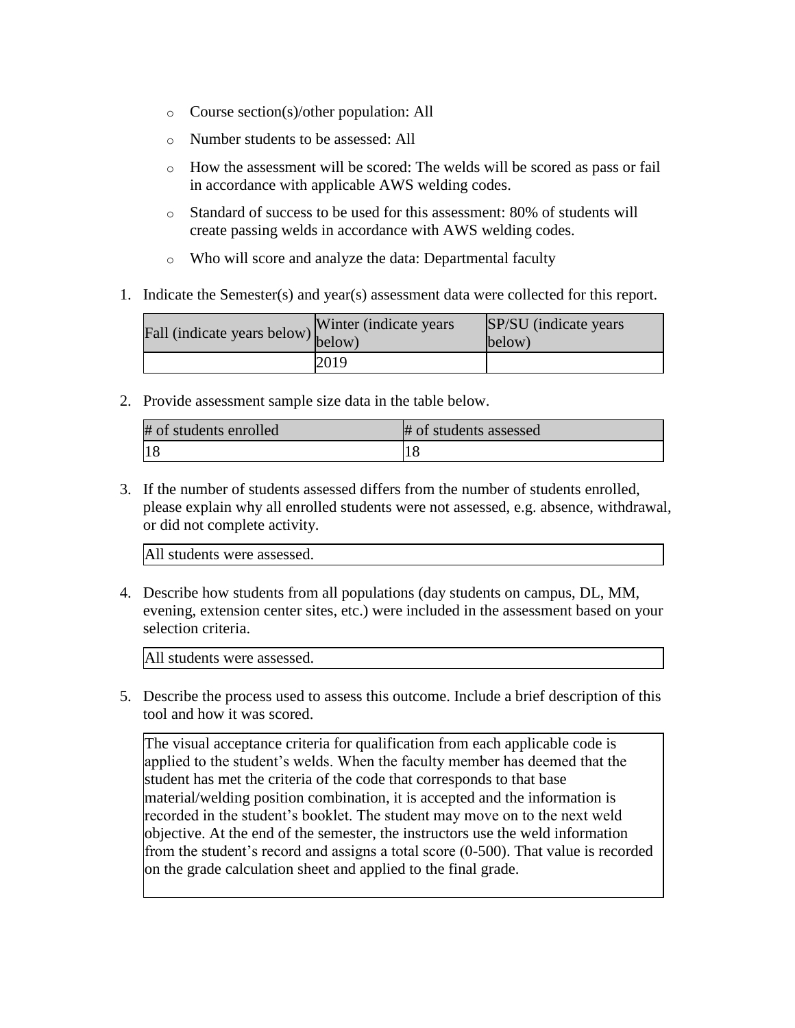- Course section(s)/other population: All
- Number students to be assessed: All
- How the assessment will be scored: The welds will be scored as pass or fail in accordance with applicable AWS welding codes.
- Standard of success to be used for this assessment: 80% of students will create passing welds in accordance with AWS welding codes.
- Who will score and analyze the data: Departmental faculty

1. Indicate the Semester(s) and year(s) assessment data were collected for this report.

| Fall (indicate years below) | Winter (indicate years below) | SP/SU (indicate years below) |
|---|---|---|
| | 2019 | |

2. Provide assessment sample size data in the table below.

| # of students enrolled | # of students assessed |
|---|---|
| 18 | 18 |

3. If the number of students assessed differs from the number of students enrolled, please explain why all enrolled students were not assessed, e.g. absence, withdrawal, or did not complete activity.

| |
|---|
| All students were assessed. |

4. Describe how students from all populations (day students on campus, DL, MM, evening, extension center sites, etc.) were included in the assessment based on your selection criteria.

| |
|---|
| All students were assessed. |

5. Describe the process used to assess this outcome. Include a brief description of this tool and how it was scored.

| |
|---|
| The visual acceptance criteria for qualification from each applicable code is applied to the student's welds. When the faculty member has deemed that the student has met the criteria of the code that corresponds to that base material/welding position combination, it is accepted and the information is recorded in the student's booklet. The student may move on to the next weld objective. At the end of the semester, the instructors use the weld information from the student's record and assigns a total score (0-500). That value is recorded on the grade calculation sheet and applied to the final grade. |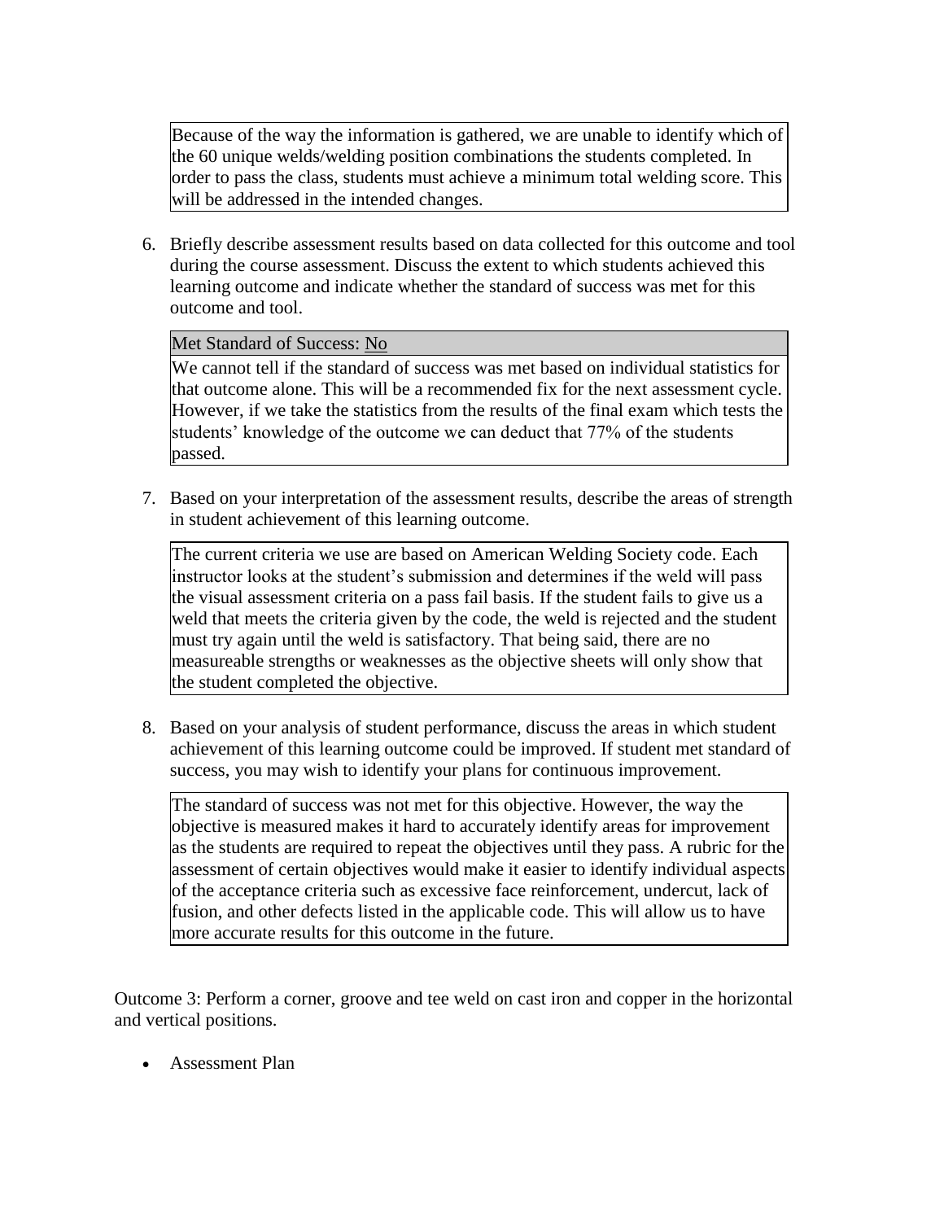Because of the way the information is gathered, we are unable to identify which of the 60 unique welds/welding position combinations the students completed. In order to pass the class, students must achieve a minimum total welding score. This will be addressed in the intended changes.

6. Briefly describe assessment results based on data collected for this outcome and tool during the course assessment. Discuss the extent to which students achieved this learning outcome and indicate whether the standard of success was met for this outcome and tool.

Met Standard of Success: No

We cannot tell if the standard of success was met based on individual statistics for that outcome alone. This will be a recommended fix for the next assessment cycle. However, if we take the statistics from the results of the final exam which tests the students' knowledge of the outcome we can deduct that 77% of the students passed.

7. Based on your interpretation of the assessment results, describe the areas of strength in student achievement of this learning outcome.

The current criteria we use are based on American Welding Society code. Each instructor looks at the student's submission and determines if the weld will pass the visual assessment criteria on a pass fail basis. If the student fails to give us a weld that meets the criteria given by the code, the weld is rejected and the student must try again until the weld is satisfactory. That being said, there are no measureable strengths or weaknesses as the objective sheets will only show that the student completed the objective.

8. Based on your analysis of student performance, discuss the areas in which student achievement of this learning outcome could be improved. If student met standard of success, you may wish to identify your plans for continuous improvement.

The standard of success was not met for this objective. However, the way the objective is measured makes it hard to accurately identify areas for improvement as the students are required to repeat the objectives until they pass. A rubric for the assessment of certain objectives would make it easier to identify individual aspects of the acceptance criteria such as excessive face reinforcement, undercut, lack of fusion, and other defects listed in the applicable code. This will allow us to have more accurate results for this outcome in the future.

Outcome 3: Perform a corner, groove and tee weld on cast iron and copper in the horizontal and vertical positions.

- Assessment Plan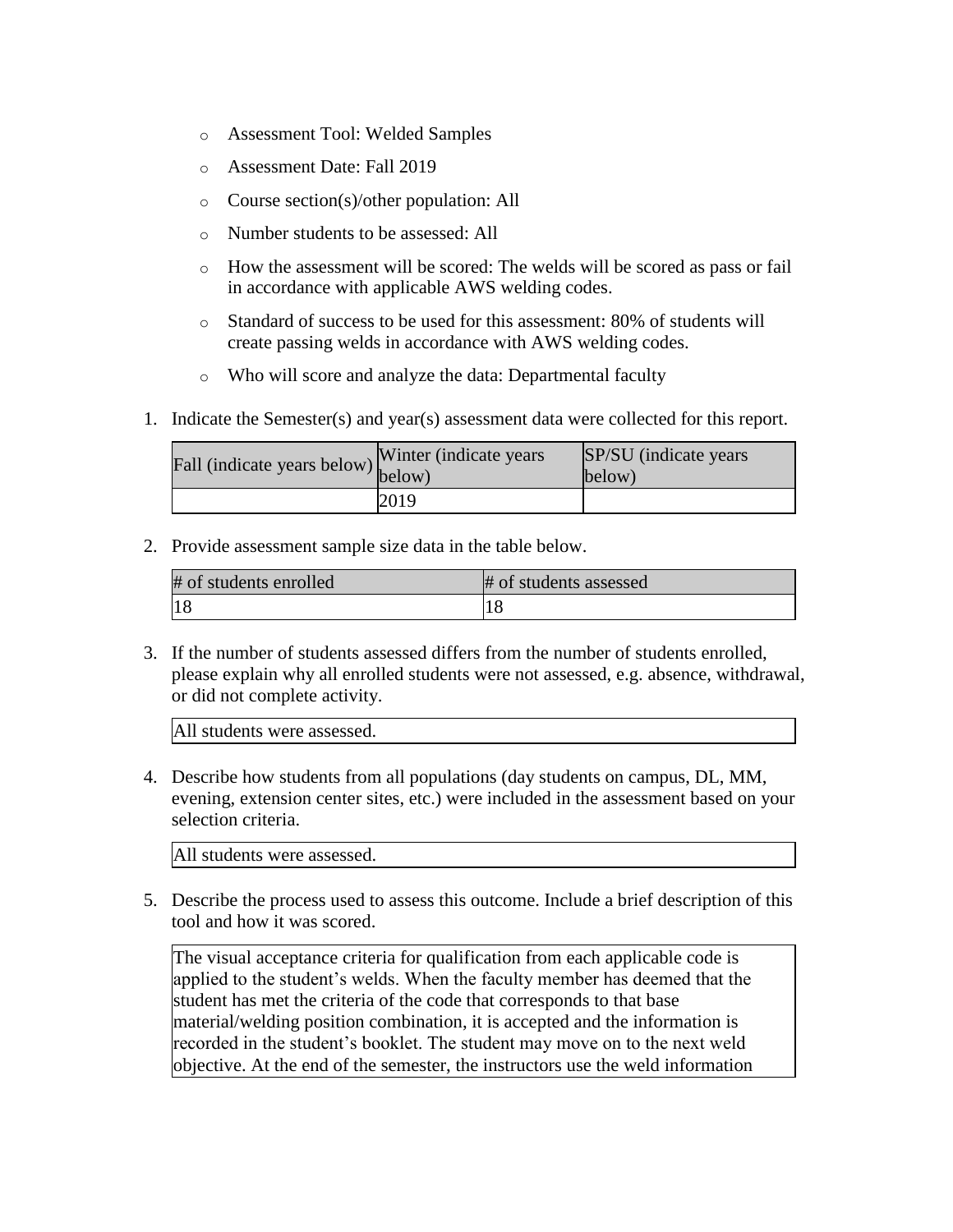- Assessment Tool: Welded Samples
- Assessment Date: Fall 2019
- Course section(s)/other population: All
- Number students to be assessed: All
- How the assessment will be scored: The welds will be scored as pass or fail in accordance with applicable AWS welding codes.
- Standard of success to be used for this assessment: 80% of students will create passing welds in accordance with AWS welding codes.
- Who will score and analyze the data: Departmental faculty

1. Indicate the Semester(s) and year(s) assessment data were collected for this report.

| Fall (indicate years below) | Winter (indicate years below) | SP/SU (indicate years below) |
|---|---|---|
| | 2019 | |

2. Provide assessment sample size data in the table below.

| # of students enrolled | # of students assessed |
|---|---|
| 18 | 18 |

3. If the number of students assessed differs from the number of students enrolled, please explain why all enrolled students were not assessed, e.g. absence, withdrawal, or did not complete activity.

All students were assessed.

4. Describe how students from all populations (day students on campus, DL, MM, evening, extension center sites, etc.) were included in the assessment based on your selection criteria.

All students were assessed.

5. Describe the process used to assess this outcome. Include a brief description of this tool and how it was scored.

The visual acceptance criteria for qualification from each applicable code is applied to the student's welds. When the faculty member has deemed that the student has met the criteria of the code that corresponds to that base material/welding position combination, it is accepted and the information is recorded in the student's booklet. The student may move on to the next weld objective. At the end of the semester, the instructors use the weld information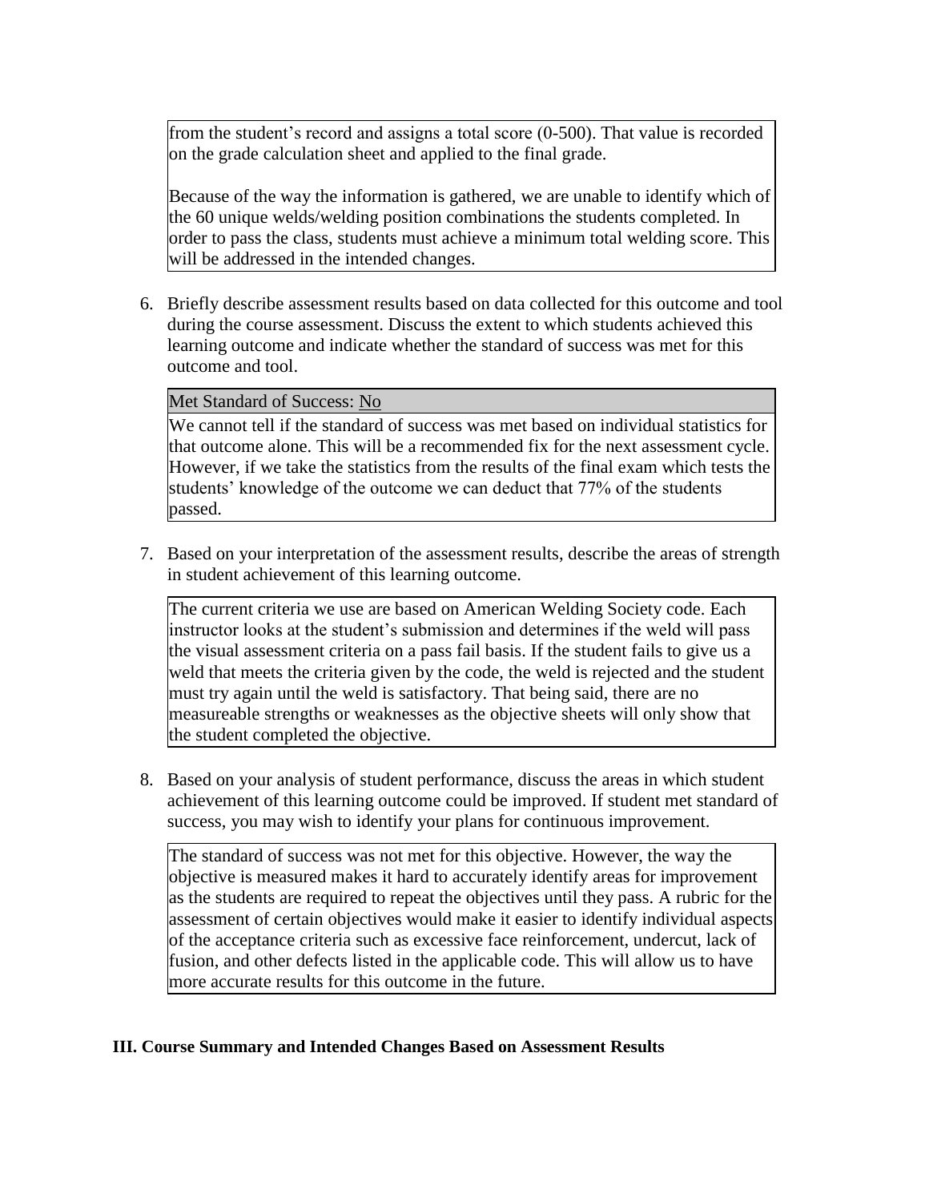from the student's record and assigns a total score (0-500). That value is recorded on the grade calculation sheet and applied to the final grade.

Because of the way the information is gathered, we are unable to identify which of the 60 unique welds/welding position combinations the students completed. In order to pass the class, students must achieve a minimum total welding score. This will be addressed in the intended changes.

6. Briefly describe assessment results based on data collected for this outcome and tool during the course assessment. Discuss the extent to which students achieved this learning outcome and indicate whether the standard of success was met for this outcome and tool.

Met Standard of Success: No

We cannot tell if the standard of success was met based on individual statistics for that outcome alone. This will be a recommended fix for the next assessment cycle. However, if we take the statistics from the results of the final exam which tests the students' knowledge of the outcome we can deduct that 77% of the students passed.

7. Based on your interpretation of the assessment results, describe the areas of strength in student achievement of this learning outcome.

The current criteria we use are based on American Welding Society code. Each instructor looks at the student's submission and determines if the weld will pass the visual assessment criteria on a pass fail basis. If the student fails to give us a weld that meets the criteria given by the code, the weld is rejected and the student must try again until the weld is satisfactory. That being said, there are no measureable strengths or weaknesses as the objective sheets will only show that the student completed the objective.

8. Based on your analysis of student performance, discuss the areas in which student achievement of this learning outcome could be improved. If student met standard of success, you may wish to identify your plans for continuous improvement.

The standard of success was not met for this objective. However, the way the objective is measured makes it hard to accurately identify areas for improvement as the students are required to repeat the objectives until they pass. A rubric for the assessment of certain objectives would make it easier to identify individual aspects of the acceptance criteria such as excessive face reinforcement, undercut, lack of fusion, and other defects listed in the applicable code. This will allow us to have more accurate results for this outcome in the future.

## III. Course Summary and Intended Changes Based on Assessment Results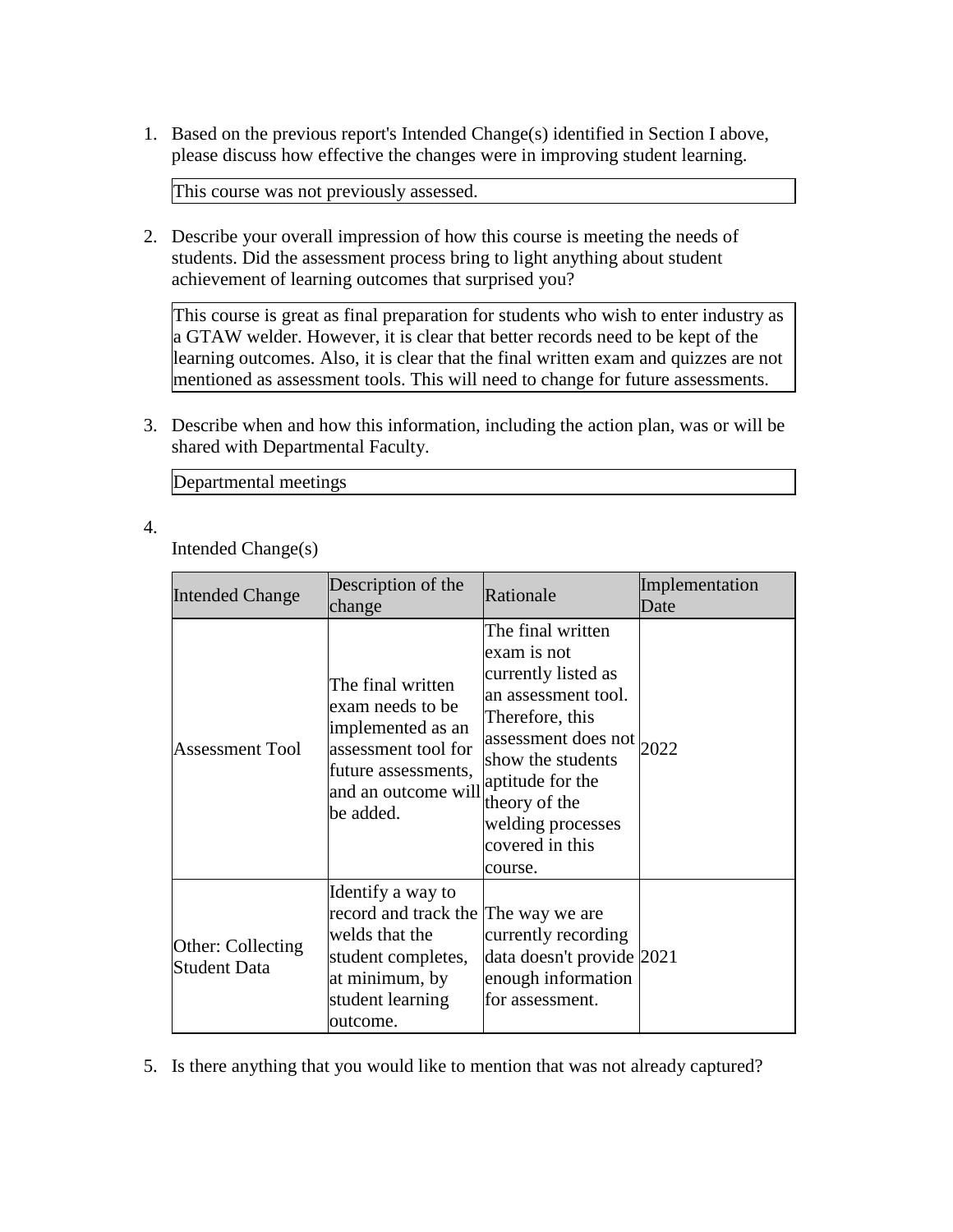1. Based on the previous report's Intended Change(s) identified in Section I above, please discuss how effective the changes were in improving student learning.

   This course was not previously assessed.

2. Describe your overall impression of how this course is meeting the needs of students. Did the assessment process bring to light anything about student achievement of learning outcomes that surprised you?

   This course is great as final preparation for students who wish to enter industry as a GTAW welder. However, it is clear that better records need to be kept of the learning outcomes. Also, it is clear that the final written exam and quizzes are not mentioned as assessment tools. This will need to change for future assessments.

3. Describe when and how this information, including the action plan, was or will be shared with Departmental Faculty.

   Departmental meetings

4. Intended Change(s)

| Intended Change | Description of the change | Rationale | Implementation Date |
| --- | --- | --- | --- |
| Assessment Tool | The final written exam needs to be implemented as an assessment tool for future assessments, and an outcome will be added. | The final written exam is not currently listed as an assessment tool. Therefore, this assessment does not show the students aptitude for the theory of the welding processes covered in this course. | 2022 |
| Other: Collecting Student Data | Identify a way to record and track the welds that the student completes, at minimum, by student learning outcome. | The way we are currently recording data doesn't provide enough information for assessment. | 2021 |

5. Is there anything that you would like to mention that was not already captured?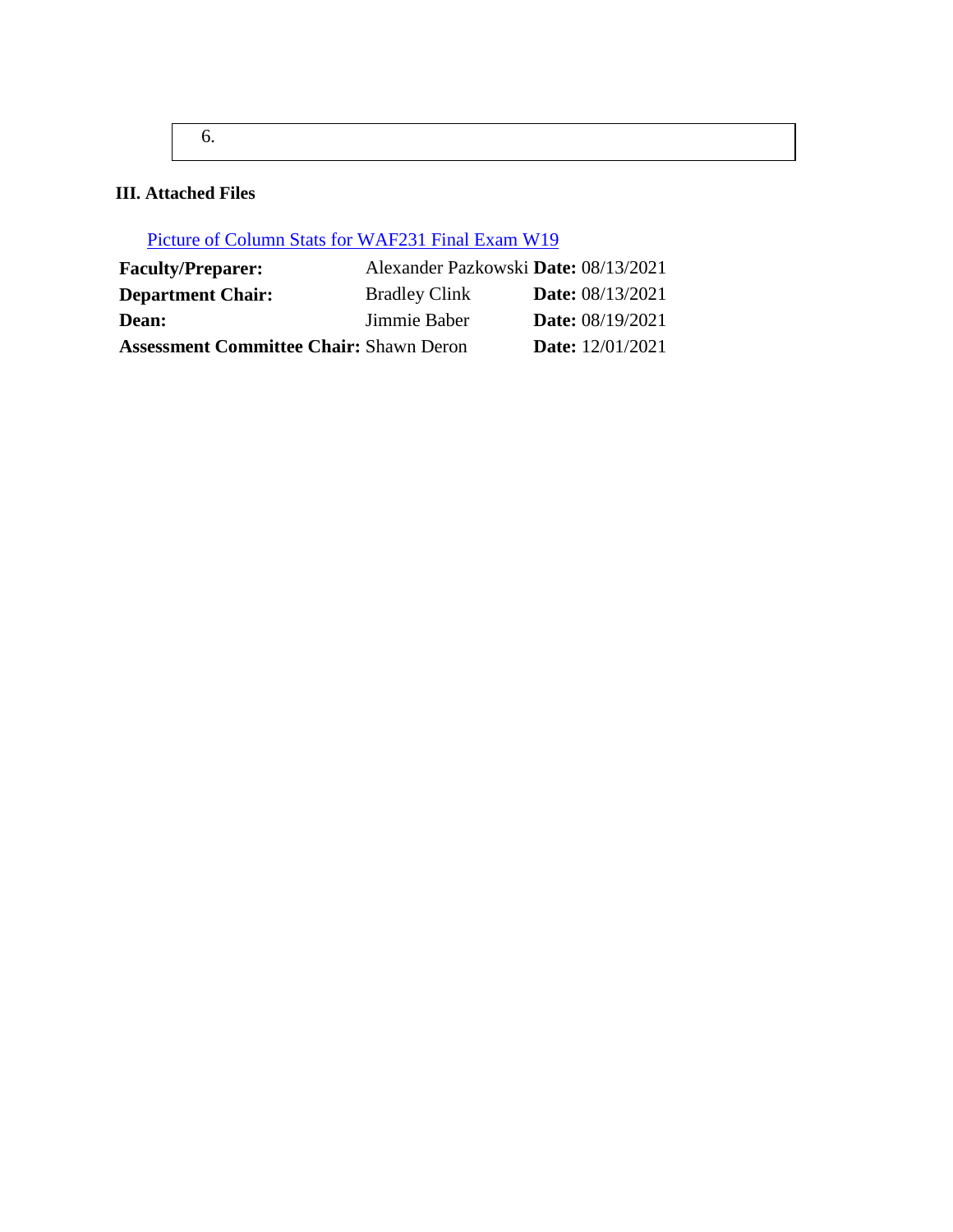| |
|---|
| 6. |

### III. Attached Files

[Picture of Column Stats for WAF231 Final Exam W19]

| | | |
|---|---|---|
| **Faculty/Preparer:** | Alexander Pazkowski | **Date:** 08/13/2021 |
| **Department Chair:** | Bradley Clink | **Date:** 08/13/2021 |
| **Dean:** | Jimmie Baber | **Date:** 08/19/2021 |
| **Assessment Committee Chair:** | Shawn Deron | **Date:** 12/01/2021 |